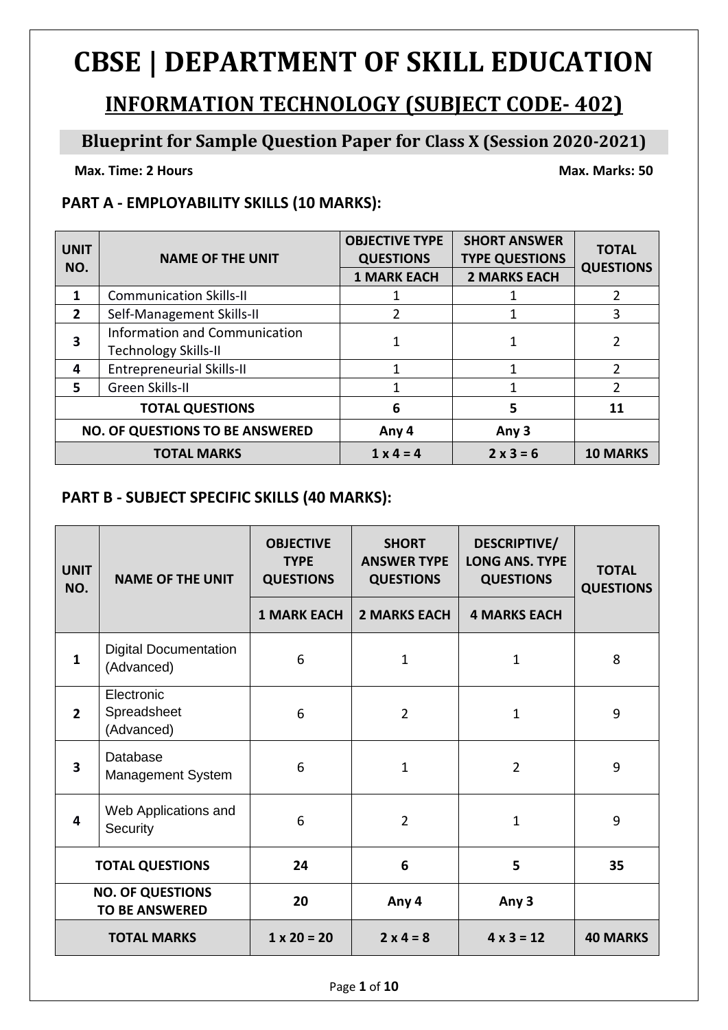# CBSE | DEPARTMENT OF SKILL EDUCATION

## INFORMATION TECHNOLOGY (SUBJECT CODE- 402)

### Blueprint for Sample Question Paper for Class X (Session 2020-2021)

**Max. Time: 2 Hours** **Max. Marks: 50**

**PART A - EMPLOYABILITY SKILLS (10 MARKS):**

| UNIT NO. | NAME OF THE UNIT | OBJECTIVE TYPE QUESTIONS | SHORT ANSWER TYPE QUESTIONS | TOTAL QUESTIONS |
|---|---|---|---|---|
| | | 1 MARK EACH | 2 MARKS EACH | |
| 1 | Communication Skills-II | 1 | 1 | 2 |
| 2 | Self-Management Skills-II | 2 | 1 | 3 |
| 3 | Information and Communication Technology Skills-II | 1 | 1 | 2 |
| 4 | Entrepreneurial Skills-II | 1 | 1 | 2 |
| 5 | Green Skills-II | 1 | 1 | 2 |
| **TOTAL QUESTIONS** | | **6** | **5** | **11** |
| **NO. OF QUESTIONS TO BE ANSWERED** | | **Any 4** | **Any 3** | |
| **TOTAL MARKS** | | **1 x 4 = 4** | **2 x 3 = 6** | **10 MARKS** |

**PART B - SUBJECT SPECIFIC SKILLS (40 MARKS):**

| UNIT NO. | NAME OF THE UNIT | OBJECTIVE TYPE QUESTIONS | SHORT ANSWER TYPE QUESTIONS | DESCRIPTIVE/ LONG ANS. TYPE QUESTIONS | TOTAL QUESTIONS |
|---|---|---|---|---|---|
| | | 1 MARK EACH | 2 MARKS EACH | 4 MARKS EACH | |
| 1 | Digital Documentation (Advanced) | 6 | 1 | 1 | 8 |
| 2 | Electronic Spreadsheet (Advanced) | 6 | 2 | 1 | 9 |
| 3 | Database Management System | 6 | 1 | 2 | 9 |
| 4 | Web Applications and Security | 6 | 2 | 1 | 9 |
| **TOTAL QUESTIONS** | | **24** | **6** | **5** | **35** |
| **NO. OF QUESTIONS TO BE ANSWERED** | | **20** | **Any 4** | **Any 3** | |
| **TOTAL MARKS** | | **1 x 20 = 20** | **2 x 4 = 8** | **4 x 3 = 12** | **40 MARKS** |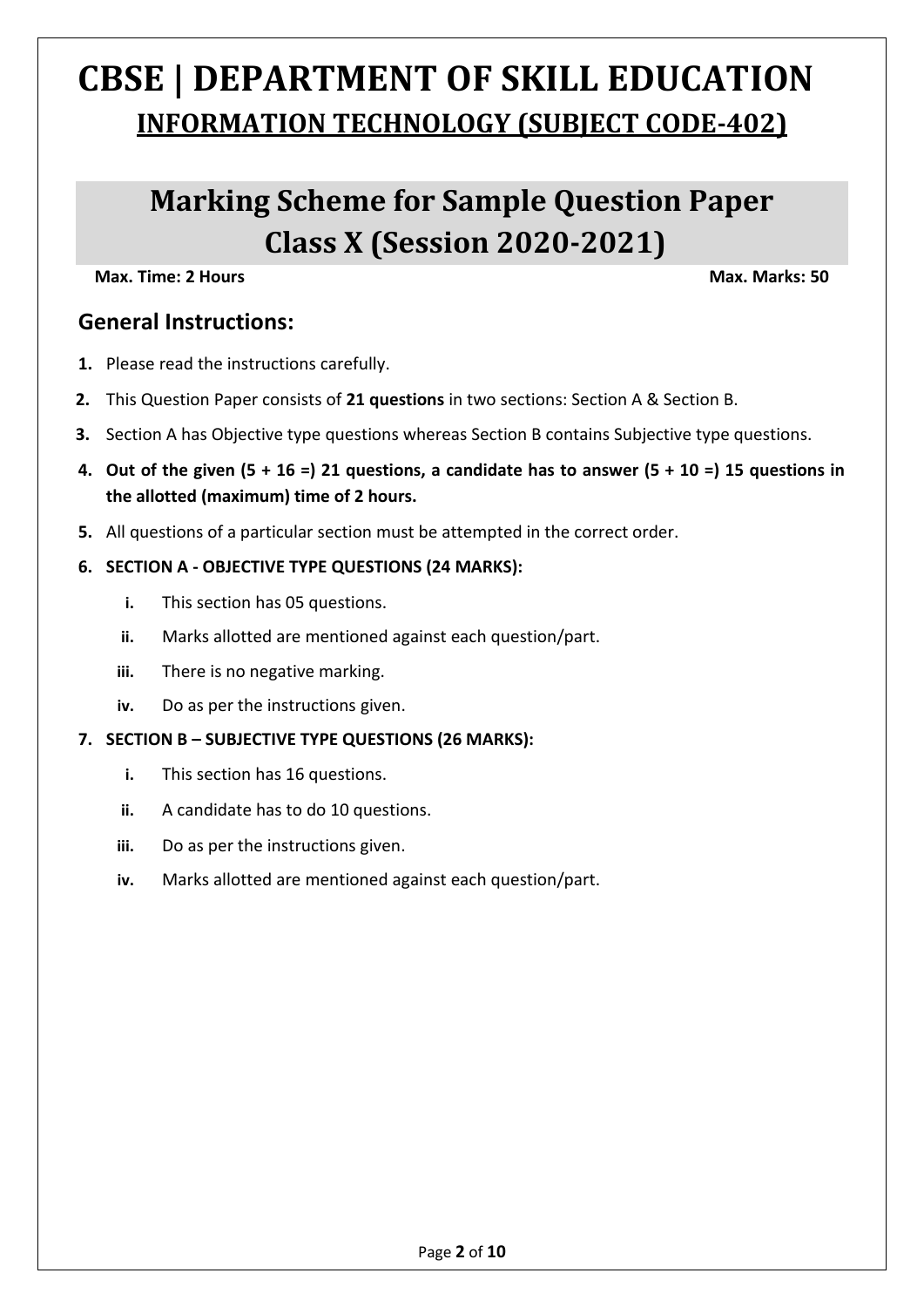# CBSE | DEPARTMENT OF SKILL EDUCATION

## INFORMATION TECHNOLOGY (SUBJECT CODE-402)

## Marking Scheme for Sample Question Paper Class X (Session 2020-2021)

**Max. Time: 2 Hours** **Max. Marks: 50**

### General Instructions:

1. Please read the instructions carefully.
2. This Question Paper consists of **21 questions** in two sections: Section A & Section B.
3. Section A has Objective type questions whereas Section B contains Subjective type questions.
4. **Out of the given (5 + 16 =) 21 questions, a candidate has to answer (5 + 10 =) 15 questions in the allotted (maximum) time of 2 hours.**
5. All questions of a particular section must be attempted in the correct order.
6. **SECTION A - OBJECTIVE TYPE QUESTIONS (24 MARKS):**
   - i. This section has 05 questions.
   - ii. Marks allotted are mentioned against each question/part.
   - iii. There is no negative marking.
   - iv. Do as per the instructions given.
7. **SECTION B – SUBJECTIVE TYPE QUESTIONS (26 MARKS):**
   - i. This section has 16 questions.
   - ii. A candidate has to do 10 questions.
   - iii. Do as per the instructions given.
   - iv. Marks allotted are mentioned against each question/part.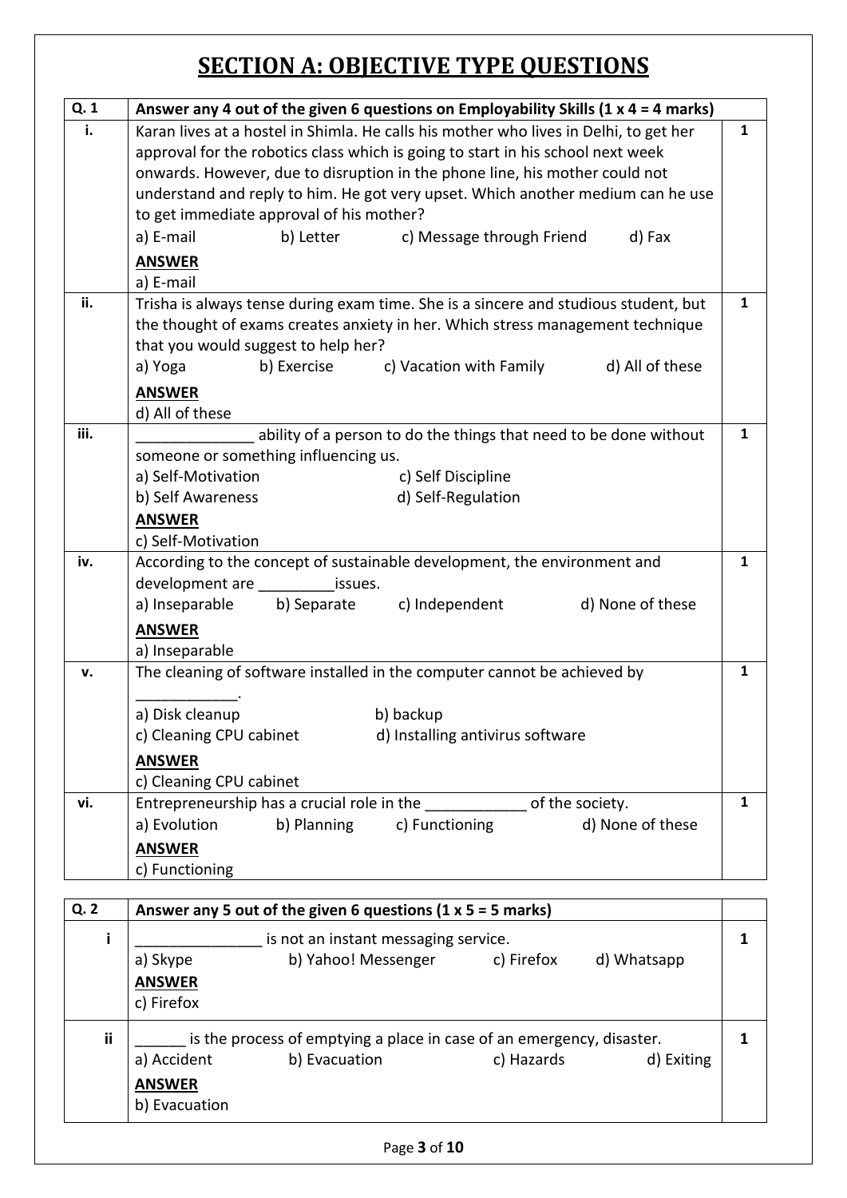# SECTION A: OBJECTIVE TYPE QUESTIONS

| Q. 1 | Answer any 4 out of the given 6 questions on Employability Skills (1 x 4 = 4 marks) | |
|---|---|---|
| i. | Karan lives at a hostel in Shimla. He calls his mother who lives in Delhi, to get her approval for the robotics class which is going to start in his school next week onwards. However, due to disruption in the phone line, his mother could not understand and reply to him. He got very upset. Which another medium can he use to get immediate approval of his mother?<br>a) E-mail b) Letter c) Message through Friend d) Fax<br>**ANSWER**<br>a) E-mail | 1 |
| ii. | Trisha is always tense during exam time. She is a sincere and studious student, but the thought of exams creates anxiety in her. Which stress management technique that you would suggest to help her?<br>a) Yoga b) Exercise c) Vacation with Family d) All of these<br>**ANSWER**<br>d) All of these | 1 |
| iii. | ______________ ability of a person to do the things that need to be done without someone or something influencing us.<br>a) Self-Motivation c) Self Discipline<br>b) Self Awareness d) Self-Regulation<br>**ANSWER**<br>c) Self-Motivation | 1 |
| iv. | According to the concept of sustainable development, the environment and development are _________issues.<br>a) Inseparable b) Separate c) Independent d) None of these<br>**ANSWER**<br>a) Inseparable | 1 |
| v. | The cleaning of software installed in the computer cannot be achieved by ____________.<br>a) Disk cleanup b) backup<br>c) Cleaning CPU cabinet d) Installing antivirus software<br>**ANSWER**<br>c) Cleaning CPU cabinet | 1 |
| vi. | Entrepreneurship has a crucial role in the ____________ of the society.<br>a) Evolution b) Planning c) Functioning d) None of these<br>**ANSWER**<br>c) Functioning | 1 |

| Q. 2 | Answer any 5 out of the given 6 questions (1 x 5 = 5 marks) | |
|---|---|---|
| i | _______________ is not an instant messaging service.<br>a) Skype b) Yahoo! Messenger c) Firefox d) Whatsapp<br>**ANSWER**<br>c) Firefox | 1 |
| ii | ______ is the process of emptying a place in case of an emergency, disaster.<br>a) Accident b) Evacuation c) Hazards d) Exiting<br>**ANSWER**<br>b) Evacuation | 1 |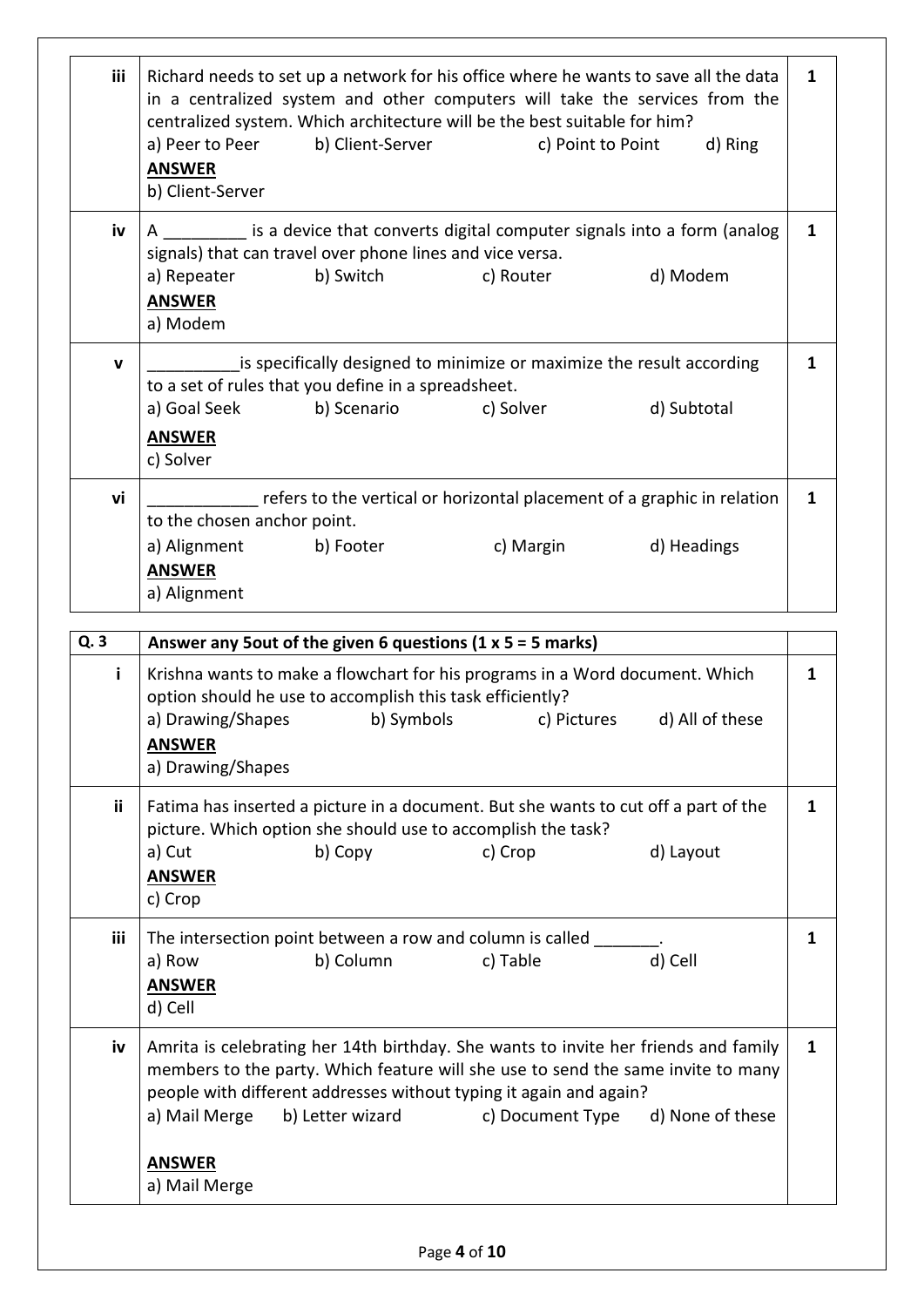| | | |
|---|---|---|
| iii | Richard needs to set up a network for his office where he wants to save all the data in a centralized system and other computers will take the services from the centralized system. Which architecture will be the best suitable for him?<br>a) Peer to Peer b) Client-Server c) Point to Point d) Ring<br>**ANSWER**<br>b) Client-Server | 1 |
| iv | A _________ is a device that converts digital computer signals into a form (analog signals) that can travel over phone lines and vice versa.<br>a) Repeater b) Switch c) Router d) Modem<br>**ANSWER**<br>a) Modem | 1 |
| v | __________is specifically designed to minimize or maximize the result according to a set of rules that you define in a spreadsheet.<br>a) Goal Seek b) Scenario c) Solver d) Subtotal<br>**ANSWER**<br>c) Solver | 1 |
| vi | ____________ refers to the vertical or horizontal placement of a graphic in relation to the chosen anchor point.<br>a) Alignment b) Footer c) Margin d) Headings<br>**ANSWER**<br>a) Alignment | 1 |

| Q. 3 | **Answer any 5out of the given 6 questions (1 x 5 = 5 marks)** | |
|---|---|---|
| i | Krishna wants to make a flowchart for his programs in a Word document. Which option should he use to accomplish this task efficiently?<br>a) Drawing/Shapes b) Symbols c) Pictures d) All of these<br>**ANSWER**<br>a) Drawing/Shapes | 1 |
| ii | Fatima has inserted a picture in a document. But she wants to cut off a part of the picture. Which option she should use to accomplish the task?<br>a) Cut b) Copy c) Crop d) Layout<br>**ANSWER**<br>c) Crop | 1 |
| iii | The intersection point between a row and column is called _______.<br>a) Row b) Column c) Table d) Cell<br>**ANSWER**<br>d) Cell | 1 |
| iv | Amrita is celebrating her 14th birthday. She wants to invite her friends and family members to the party. Which feature will she use to send the same invite to many people with different addresses without typing it again and again?<br>a) Mail Merge b) Letter wizard c) Document Type d) None of these<br>**ANSWER**<br>a) Mail Merge | 1 |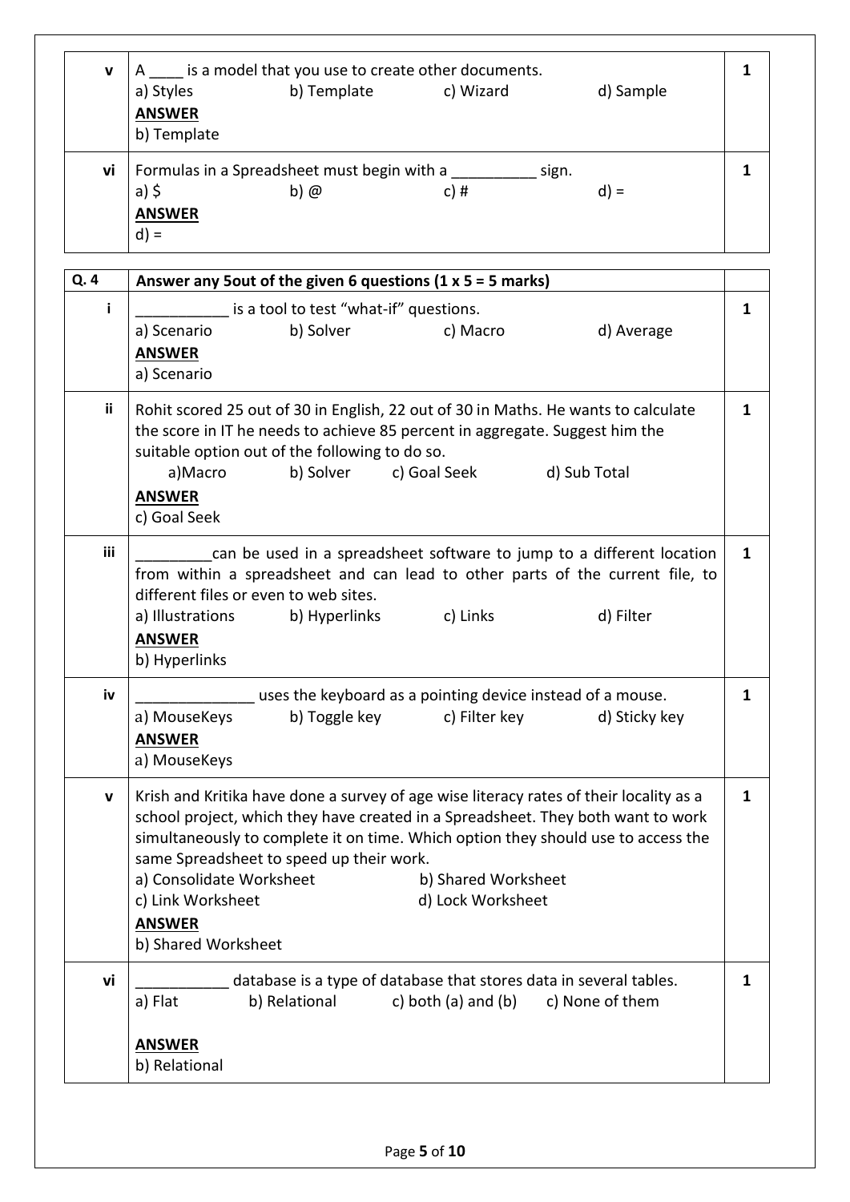| | | |
|---|---|---|
| **v** | A ____ is a model that you use to create other documents.<br>a) Styles b) Template c) Wizard d) Sample<br>**ANSWER**<br>b) Template | **1** |
| **vi** | Formulas in a Spreadsheet must begin with a __________ sign.<br>a) $ b) @ c) # d) =<br>**ANSWER**<br>d) = | **1** |

| **Q. 4** | **Answer any 5out of the given 6 questions (1 x 5 = 5 marks)** | |
|---|---|---|
| **i** | ___________ is a tool to test "what-if" questions.<br>a) Scenario b) Solver c) Macro d) Average<br>**ANSWER**<br>a) Scenario | **1** |
| **ii** | Rohit scored 25 out of 30 in English, 22 out of 30 in Maths. He wants to calculate the score in IT he needs to achieve 85 percent in aggregate. Suggest him the suitable option out of the following to do so.<br>a)Macro b) Solver c) Goal Seek d) Sub Total<br>**ANSWER**<br>c) Goal Seek | **1** |
| **iii** | _________can be used in a spreadsheet software to jump to a different location from within a spreadsheet and can lead to other parts of the current file, to different files or even to web sites.<br>a) Illustrations b) Hyperlinks c) Links d) Filter<br>**ANSWER**<br>b) Hyperlinks | **1** |
| **iv** | ______________ uses the keyboard as a pointing device instead of a mouse.<br>a) MouseKeys b) Toggle key c) Filter key d) Sticky key<br>**ANSWER**<br>a) MouseKeys | **1** |
| **v** | Krish and Kritika have done a survey of age wise literacy rates of their locality as a school project, which they have created in a Spreadsheet. They both want to work simultaneously to complete it on time. Which option they should use to access the same Spreadsheet to speed up their work.<br>a) Consolidate Worksheet b) Shared Worksheet<br>c) Link Worksheet d) Lock Worksheet<br>**ANSWER**<br>b) Shared Worksheet | **1** |
| **vi** | ___________ database is a type of database that stores data in several tables.<br>a) Flat b) Relational c) both (a) and (b) c) None of them<br>**ANSWER**<br>b) Relational | **1** |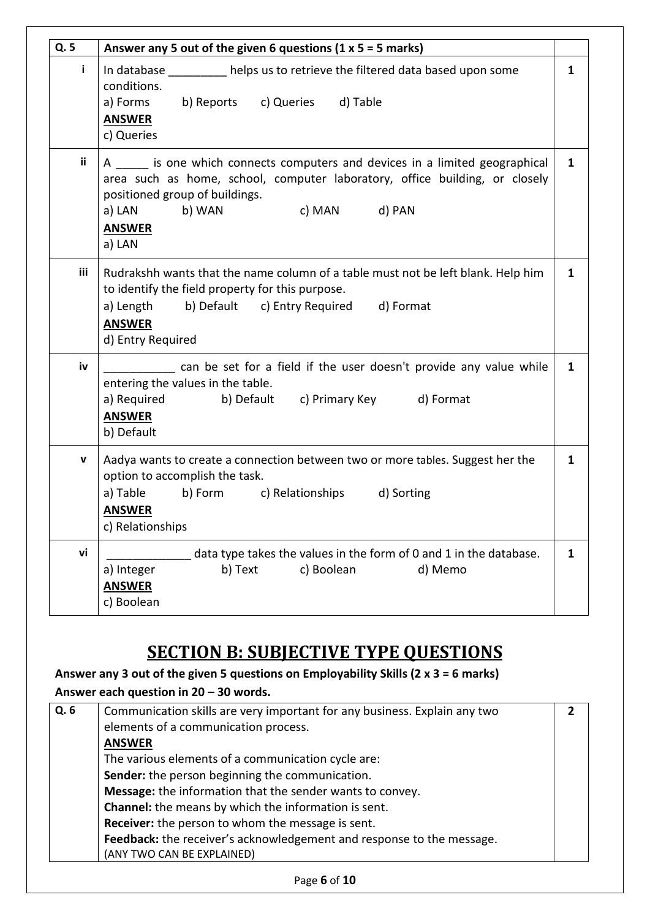| Q. 5 | Answer any 5 out of the given 6 questions (1 x 5 = 5 marks) | |
|---|---|---|
| i | In database _________ helps us to retrieve the filtered data based upon some conditions.<br>a) Forms b) Reports c) Queries d) Table<br>**ANSWER**<br>c) Queries | 1 |
| ii | A _____ is one which connects computers and devices in a limited geographical area such as home, school, computer laboratory, office building, or closely positioned group of buildings.<br>a) LAN b) WAN c) MAN d) PAN<br>**ANSWER**<br>a) LAN | 1 |
| iii | Rudrakshh wants that the name column of a table must not be left blank. Help him to identify the field property for this purpose.<br>a) Length b) Default c) Entry Required d) Format<br>**ANSWER**<br>d) Entry Required | 1 |
| iv | ___________ can be set for a field if the user doesn't provide any value while entering the values in the table.<br>a) Required b) Default c) Primary Key d) Format<br>**ANSWER**<br>b) Default | 1 |
| v | Aadya wants to create a connection between two or more tables. Suggest her the option to accomplish the task.<br>a) Table b) Form c) Relationships d) Sorting<br>**ANSWER**<br>c) Relationships | 1 |
| vi | _____________ data type takes the values in the form of 0 and 1 in the database.<br>a) Integer b) Text c) Boolean d) Memo<br>**ANSWER**<br>c) Boolean | 1 |

# SECTION B: SUBJECTIVE TYPE QUESTIONS

**Answer any 3 out of the given 5 questions on Employability Skills (2 x 3 = 6 marks)**

**Answer each question in 20 – 30 words.**

| Q. 6 | Communication skills are very important for any business. Explain any two elements of a communication process.<br>**ANSWER**<br>The various elements of a communication cycle are:<br>**Sender:** the person beginning the communication.<br>**Message:** the information that the sender wants to convey.<br>**Channel:** the means by which the information is sent.<br>**Receiver:** the person to whom the message is sent.<br>**Feedback:** the receiver's acknowledgement and response to the message.<br>(ANY TWO CAN BE EXPLAINED) | 2 |
|---|---|---|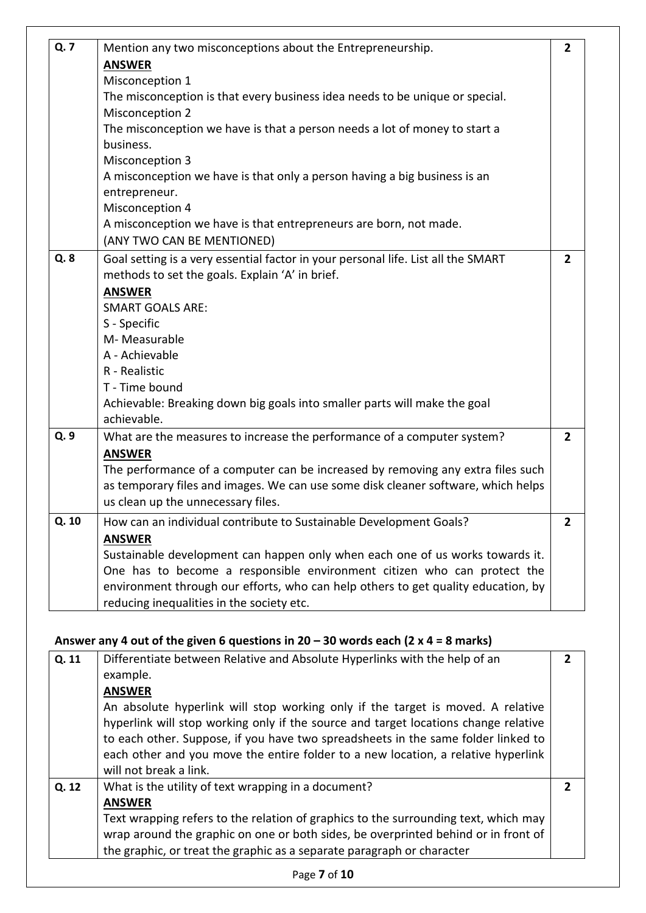| Q. 7 | Mention any two misconceptions about the Entrepreneurship.<br>**ANSWER**<br>Misconception 1<br>The misconception is that every business idea needs to be unique or special.<br>Misconception 2<br>The misconception we have is that a person needs a lot of money to start a business.<br>Misconception 3<br>A misconception we have is that only a person having a big business is an entrepreneur.<br>Misconception 4<br>A misconception we have is that entrepreneurs are born, not made.<br>(ANY TWO CAN BE MENTIONED) | 2 |
|---|---|---|
| Q. 8 | Goal setting is a very essential factor in your personal life. List all the SMART methods to set the goals. Explain 'A' in brief.<br>**ANSWER**<br>SMART GOALS ARE:<br>S - Specific<br>M- Measurable<br>A - Achievable<br>R - Realistic<br>T - Time bound<br>Achievable: Breaking down big goals into smaller parts will make the goal achievable. | 2 |
| Q. 9 | What are the measures to increase the performance of a computer system?<br>**ANSWER**<br>The performance of a computer can be increased by removing any extra files such as temporary files and images. We can use some disk cleaner software, which helps us clean up the unnecessary files. | 2 |
| Q. 10 | How can an individual contribute to Sustainable Development Goals?<br>**ANSWER**<br>Sustainable development can happen only when each one of us works towards it. One has to become a responsible environment citizen who can protect the environment through our efforts, who can help others to get quality education, by reducing inequalities in the society etc. | 2 |

**Answer any 4 out of the given 6 questions in 20 – 30 words each (2 x 4 = 8 marks)**

| Q. 11 | Differentiate between Relative and Absolute Hyperlinks with the help of an example.<br>**ANSWER**<br>An absolute hyperlink will stop working only if the target is moved. A relative hyperlink will stop working only if the source and target locations change relative to each other. Suppose, if you have two spreadsheets in the same folder linked to each other and you move the entire folder to a new location, a relative hyperlink will not break a link. | 2 |
|---|---|---|
| Q. 12 | What is the utility of text wrapping in a document?<br>**ANSWER**<br>Text wrapping refers to the relation of graphics to the surrounding text, which may wrap around the graphic on one or both sides, be overprinted behind or in front of the graphic, or treat the graphic as a separate paragraph or character | 2 |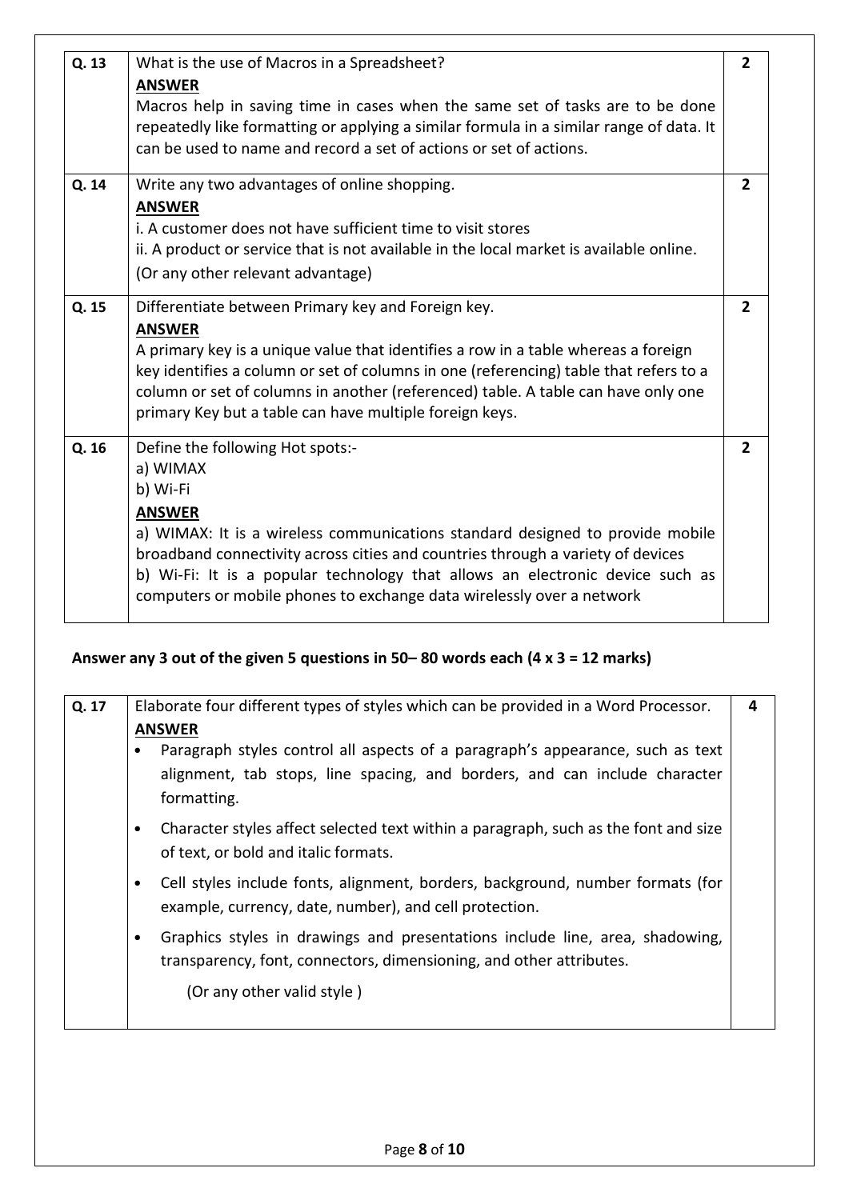| | | |
|---|---|---|
| **Q. 13** | What is the use of Macros in a Spreadsheet?<br>**ANSWER**<br>Macros help in saving time in cases when the same set of tasks are to be done repeatedly like formatting or applying a similar formula in a similar range of data. It can be used to name and record a set of actions or set of actions. | **2** |
| **Q. 14** | Write any two advantages of online shopping.<br>**ANSWER**<br>i. A customer does not have sufficient time to visit stores<br>ii. A product or service that is not available in the local market is available online.<br>(Or any other relevant advantage) | **2** |
| **Q. 15** | Differentiate between Primary key and Foreign key.<br>**ANSWER**<br>A primary key is a unique value that identifies a row in a table whereas a foreign key identifies a column or set of columns in one (referencing) table that refers to a column or set of columns in another (referenced) table. A table can have only one primary Key but a table can have multiple foreign keys. | **2** |
| **Q. 16** | Define the following Hot spots:-<br>a) WIMAX<br>b) Wi-Fi<br>**ANSWER**<br>a) WIMAX: It is a wireless communications standard designed to provide mobile broadband connectivity across cities and countries through a variety of devices<br>b) Wi-Fi: It is a popular technology that allows an electronic device such as computers or mobile phones to exchange data wirelessly over a network | **2** |

**Answer any 3 out of the given 5 questions in 50– 80 words each (4 x 3 = 12 marks)**

| | | |
|---|---|---|
| **Q. 17** | Elaborate four different types of styles which can be provided in a Word Processor.<br>**ANSWER**<br>• Paragraph styles control all aspects of a paragraph's appearance, such as text alignment, tab stops, line spacing, and borders, and can include character formatting.<br>• Character styles affect selected text within a paragraph, such as the font and size of text, or bold and italic formats.<br>• Cell styles include fonts, alignment, borders, background, number formats (for example, currency, date, number), and cell protection.<br>• Graphics styles in drawings and presentations include line, area, shadowing, transparency, font, connectors, dimensioning, and other attributes.<br>(Or any other valid style ) | **4** |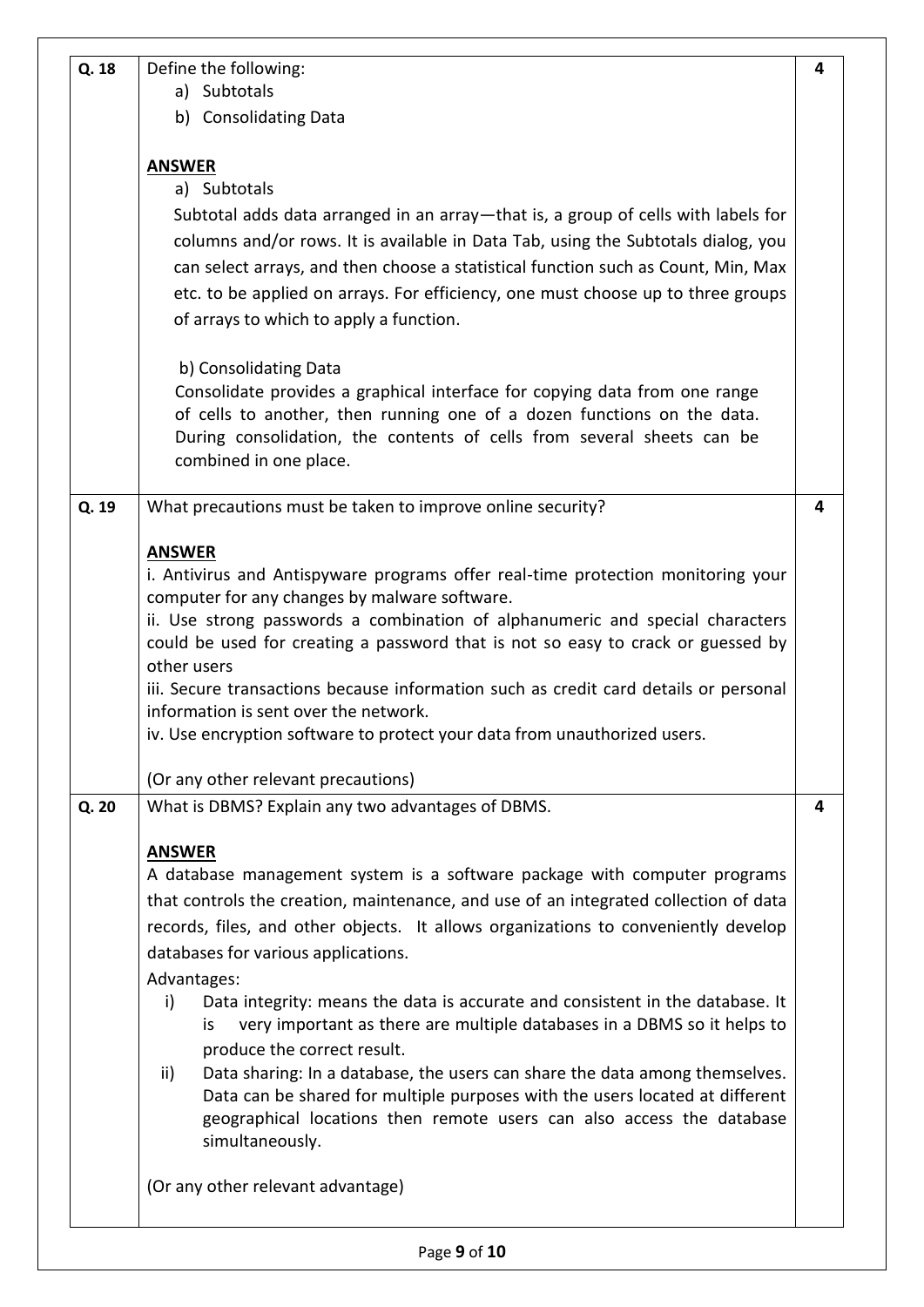| | | |
|---|---|---|
| **Q. 18** | Define the following:<br>a) Subtotals<br>b) Consolidating Data<br><br>**ANSWER**<br>a) Subtotals<br>Subtotal adds data arranged in an array—that is, a group of cells with labels for columns and/or rows. It is available in Data Tab, using the Subtotals dialog, you can select arrays, and then choose a statistical function such as Count, Min, Max etc. to be applied on arrays. For efficiency, one must choose up to three groups of arrays to which to apply a function.<br><br>b) Consolidating Data<br>Consolidate provides a graphical interface for copying data from one range of cells to another, then running one of a dozen functions on the data. During consolidation, the contents of cells from several sheets can be combined in one place. | **4** |
| **Q. 19** | What precautions must be taken to improve online security?<br><br>**ANSWER**<br>i. Antivirus and Antispyware programs offer real-time protection monitoring your computer for any changes by malware software.<br>ii. Use strong passwords a combination of alphanumeric and special characters could be used for creating a password that is not so easy to crack or guessed by other users<br>iii. Secure transactions because information such as credit card details or personal information is sent over the network.<br>iv. Use encryption software to protect your data from unauthorized users.<br><br>(Or any other relevant precautions) | **4** |
| **Q. 20** | What is DBMS? Explain any two advantages of DBMS.<br><br>**ANSWER**<br>A database management system is a software package with computer programs that controls the creation, maintenance, and use of an integrated collection of data records, files, and other objects. It allows organizations to conveniently develop databases for various applications.<br>Advantages:<br>i) Data integrity: means the data is accurate and consistent in the database. It is very important as there are multiple databases in a DBMS so it helps to produce the correct result.<br>ii) Data sharing: In a database, the users can share the data among themselves. Data can be shared for multiple purposes with the users located at different geographical locations then remote users can also access the database simultaneously.<br><br>(Or any other relevant advantage) | **4** |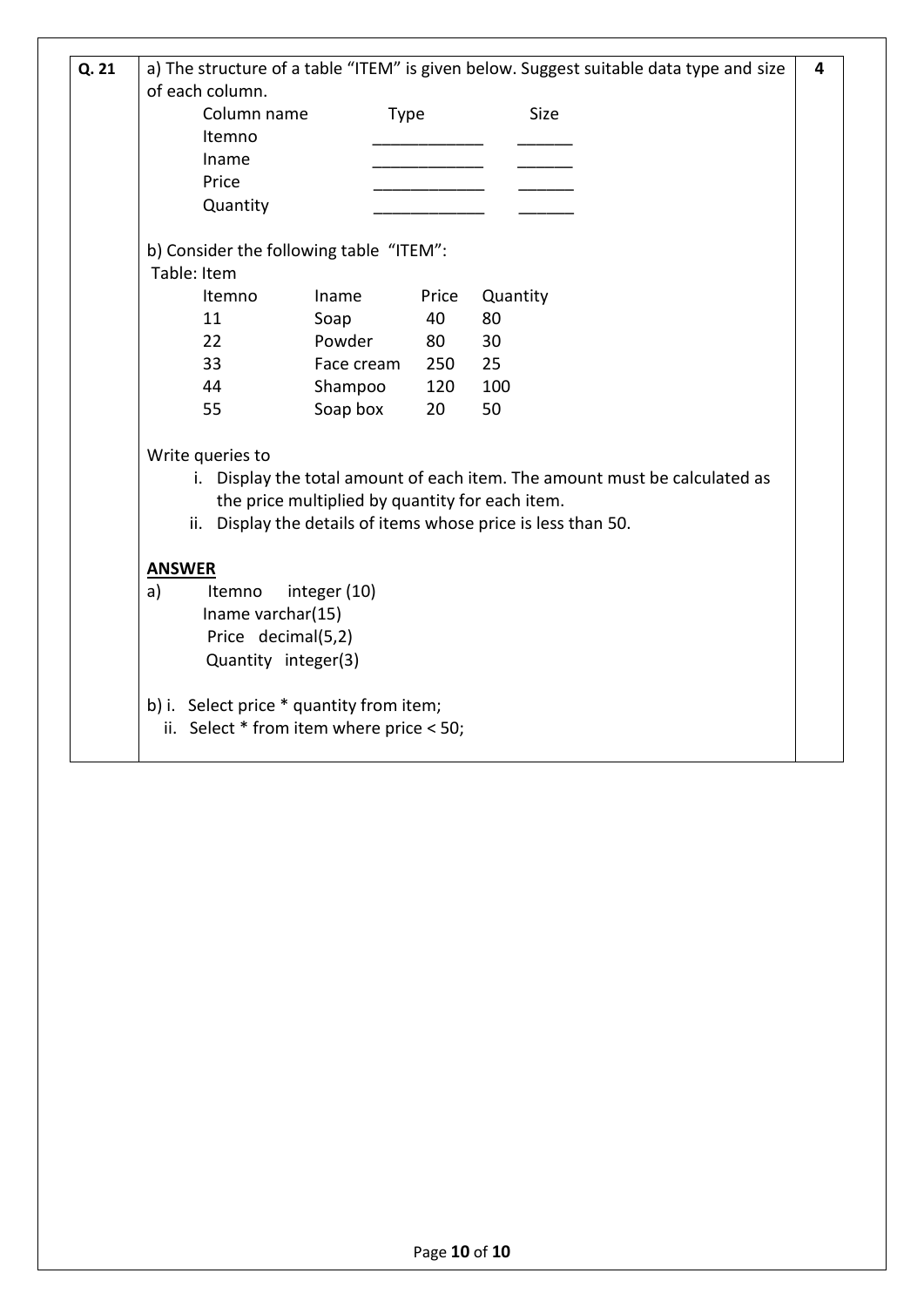**Q. 21** a) The structure of a table "ITEM" is given below. Suggest suitable data type and size of each column. **4**

| Column name | Type | Size |
|---|---|---|
| Itemno | ____________ | ______ |
| Iname | ____________ | ______ |
| Price | ____________ | ______ |
| Quantity | ____________ | ______ |

b) Consider the following table "ITEM":

Table: Item

| Itemno | Iname | Price | Quantity |
|---|---|---|---|
| 11 | Soap | 40 | 80 |
| 22 | Powder | 80 | 30 |
| 33 | Face cream | 250 | 25 |
| 44 | Shampoo | 120 | 100 |
| 55 | Soap box | 20 | 50 |

Write queries to

i. Display the total amount of each item. The amount must be calculated as the price multiplied by quantity for each item.

ii. Display the details of items whose price is less than 50.

**ANSWER**

a) Itemno integer (10)
Iname varchar(15)
Price decimal(5,2)
Quantity integer(3)

b) i. Select price * quantity from item;
ii. Select * from item where price < 50;